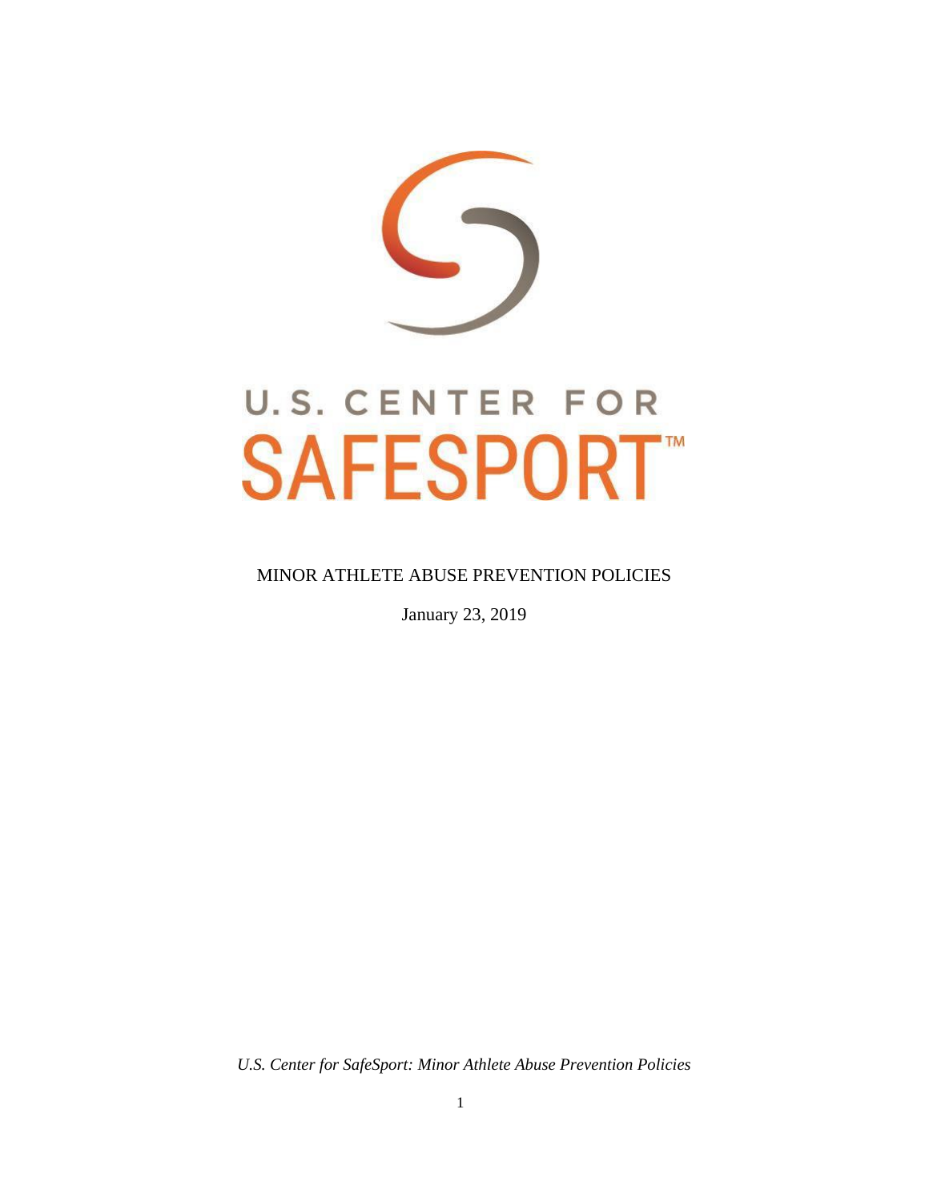# U.S. CENTER FOR SAFESPORT™

MINOR ATHLETE ABUSE PREVENTION POLICIES

January 23, 2019

*U.S. Center for SafeSport: Minor Athlete Abuse Prevention Policies*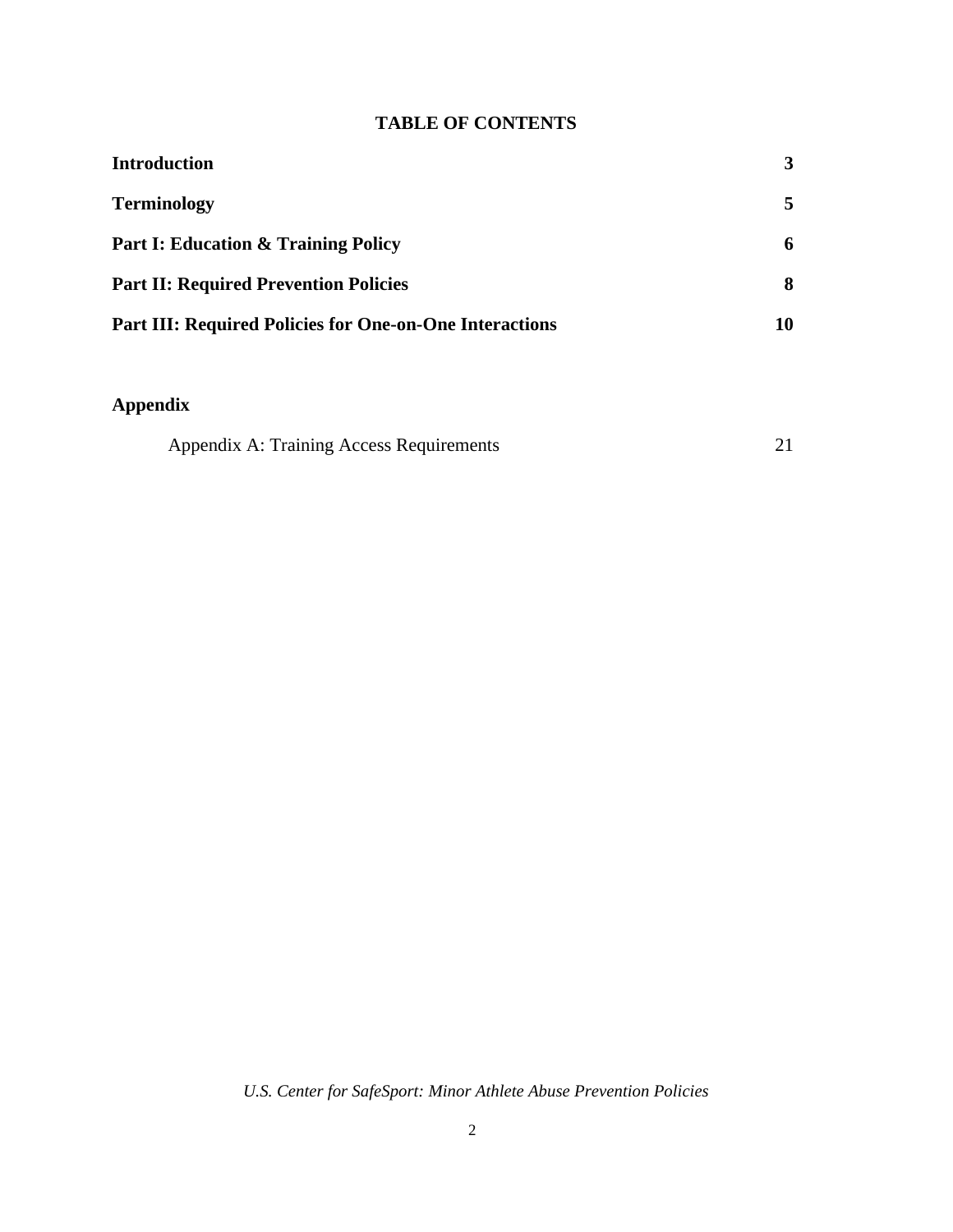## TABLE OF CONTENTS

| | |
|---|---|
| **Introduction** | **3** |
| **Terminology** | **5** |
| **Part I: Education & Training Policy** | **6** |
| **Part II: Required Prevention Policies** | **8** |
| **Part III: Required Policies for One-on-One Interactions** | **10** |

**Appendix**

| | |
|---|---|
| Appendix A: Training Access Requirements | 21 |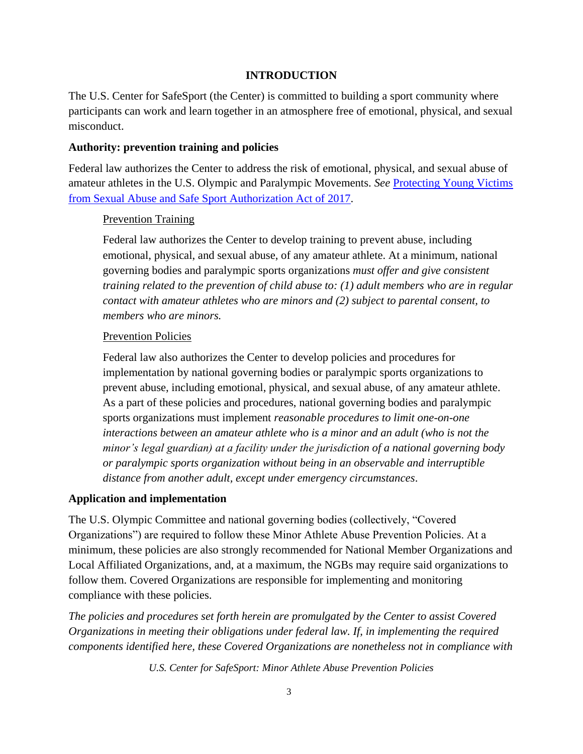# INTRODUCTION

The U.S. Center for SafeSport (the Center) is committed to building a sport community where participants can work and learn together in an atmosphere free of emotional, physical, and sexual misconduct.

**Authority: prevention training and policies**

Federal law authorizes the Center to address the risk of emotional, physical, and sexual abuse of amateur athletes in the U.S. Olympic and Paralympic Movements. *See* Protecting Young Victims from Sexual Abuse and Safe Sport Authorization Act of 2017.

Prevention Training

Federal law authorizes the Center to develop training to prevent abuse, including emotional, physical, and sexual abuse, of any amateur athlete. At a minimum, national governing bodies and paralympic sports organizations *must offer and give consistent training related to the prevention of child abuse to: (1) adult members who are in regular contact with amateur athletes who are minors and (2) subject to parental consent, to members who are minors.*

Prevention Policies

Federal law also authorizes the Center to develop policies and procedures for implementation by national governing bodies or paralympic sports organizations to prevent abuse, including emotional, physical, and sexual abuse, of any amateur athlete. As a part of these policies and procedures, national governing bodies and paralympic sports organizations must implement *reasonable procedures to limit one-on-one interactions between an amateur athlete who is a minor and an adult (who is not the minor's legal guardian) at a facility under the jurisdiction of a national governing body or paralympic sports organization without being in an observable and interruptible distance from another adult, except under emergency circumstances*.

**Application and implementation**

The U.S. Olympic Committee and national governing bodies (collectively, "Covered Organizations") are required to follow these Minor Athlete Abuse Prevention Policies. At a minimum, these policies are also strongly recommended for National Member Organizations and Local Affiliated Organizations, and, at a maximum, the NGBs may require said organizations to follow them. Covered Organizations are responsible for implementing and monitoring compliance with these policies.

*The policies and procedures set forth herein are promulgated by the Center to assist Covered Organizations in meeting their obligations under federal law. If, in implementing the required components identified here, these Covered Organizations are nonetheless not in compliance with*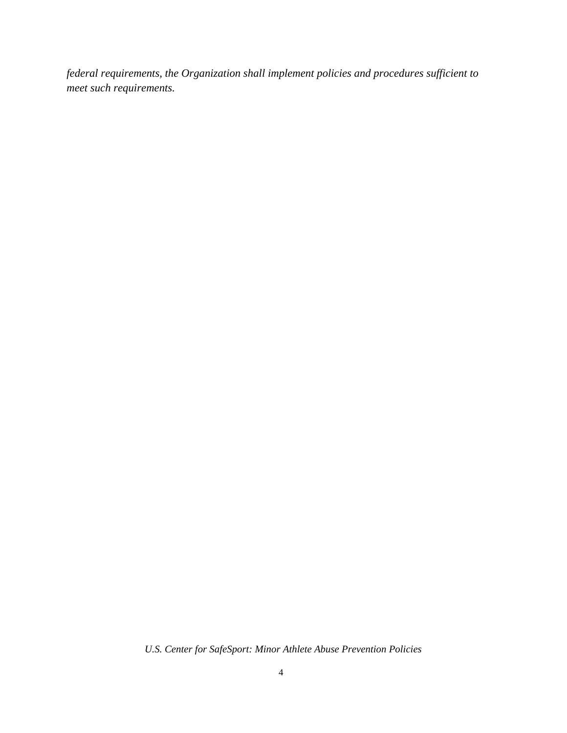*federal requirements, the Organization shall implement policies and procedures sufficient to meet such requirements.*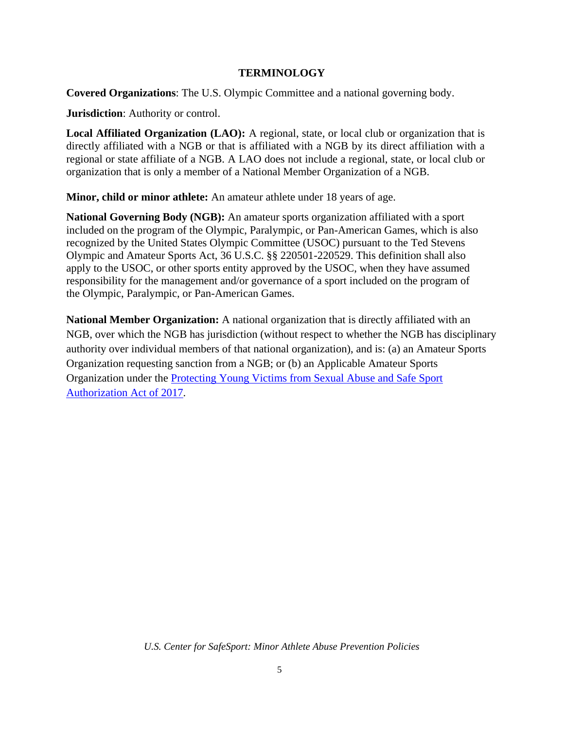## TERMINOLOGY

**Covered Organizations**: The U.S. Olympic Committee and a national governing body.

**Jurisdiction**: Authority or control.

**Local Affiliated Organization (LAO):** A regional, state, or local club or organization that is directly affiliated with a NGB or that is affiliated with a NGB by its direct affiliation with a regional or state affiliate of a NGB. A LAO does not include a regional, state, or local club or organization that is only a member of a National Member Organization of a NGB.

**Minor, child or minor athlete:** An amateur athlete under 18 years of age.

**National Governing Body (NGB):** An amateur sports organization affiliated with a sport included on the program of the Olympic, Paralympic, or Pan-American Games, which is also recognized by the United States Olympic Committee (USOC) pursuant to the Ted Stevens Olympic and Amateur Sports Act, 36 U.S.C. §§ 220501-220529. This definition shall also apply to the USOC, or other sports entity approved by the USOC, when they have assumed responsibility for the management and/or governance of a sport included on the program of the Olympic, Paralympic, or Pan-American Games.

**National Member Organization:** A national organization that is directly affiliated with an NGB, over which the NGB has jurisdiction (without respect to whether the NGB has disciplinary authority over individual members of that national organization), and is: (a) an Amateur Sports Organization requesting sanction from a NGB; or (b) an Applicable Amateur Sports Organization under the Protecting Young Victims from Sexual Abuse and Safe Sport Authorization Act of 2017.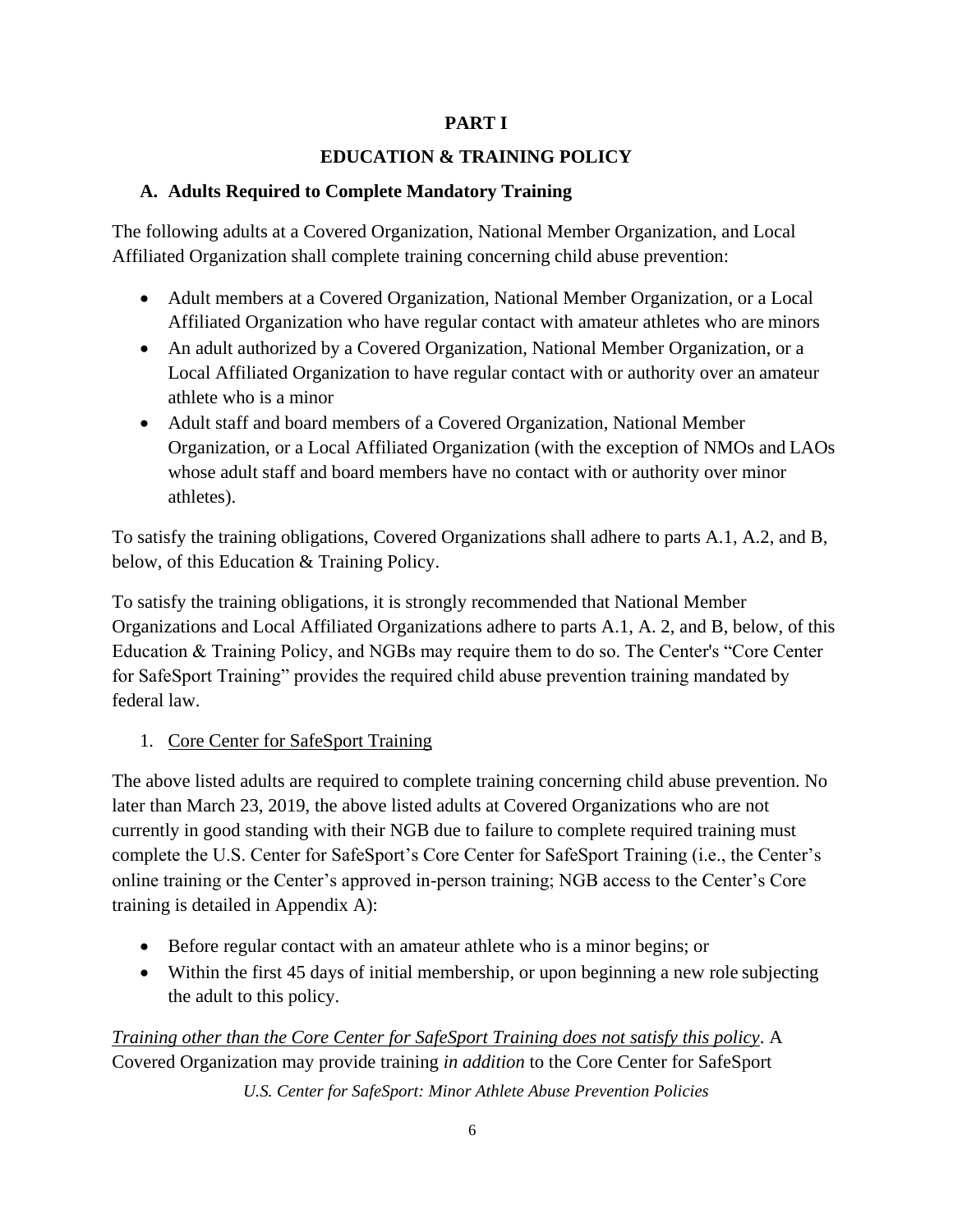# PART I

# EDUCATION & TRAINING POLICY

## A. Adults Required to Complete Mandatory Training

The following adults at a Covered Organization, National Member Organization, and Local Affiliated Organization shall complete training concerning child abuse prevention:

- Adult members at a Covered Organization, National Member Organization, or a Local Affiliated Organization who have regular contact with amateur athletes who are minors
- An adult authorized by a Covered Organization, National Member Organization, or a Local Affiliated Organization to have regular contact with or authority over an amateur athlete who is a minor
- Adult staff and board members of a Covered Organization, National Member Organization, or a Local Affiliated Organization (with the exception of NMOs and LAOs whose adult staff and board members have no contact with or authority over minor athletes).

To satisfy the training obligations, Covered Organizations shall adhere to parts A.1, A.2, and B, below, of this Education & Training Policy.

To satisfy the training obligations, it is strongly recommended that National Member Organizations and Local Affiliated Organizations adhere to parts A.1, A. 2, and B, below, of this Education & Training Policy, and NGBs may require them to do so. The Center's "Core Center for SafeSport Training" provides the required child abuse prevention training mandated by federal law.

1. Core Center for SafeSport Training

The above listed adults are required to complete training concerning child abuse prevention. No later than March 23, 2019, the above listed adults at Covered Organizations who are not currently in good standing with their NGB due to failure to complete required training must complete the U.S. Center for SafeSport's Core Center for SafeSport Training (i.e., the Center's online training or the Center's approved in-person training; NGB access to the Center's Core training is detailed in Appendix A):

- Before regular contact with an amateur athlete who is a minor begins; or
- Within the first 45 days of initial membership, or upon beginning a new role subjecting the adult to this policy.

*Training other than the Core Center for SafeSport Training does not satisfy this policy*. A Covered Organization may provide training *in addition* to the Core Center for SafeSport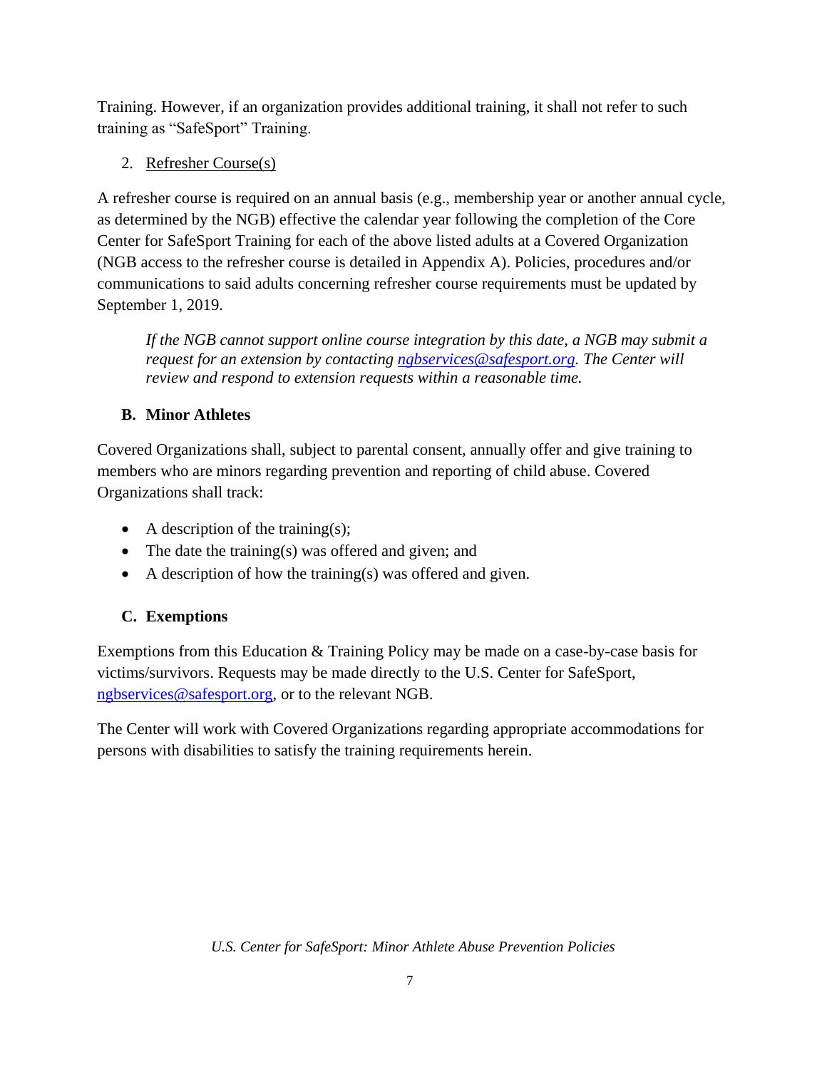Training. However, if an organization provides additional training, it shall not refer to such training as "SafeSport" Training.

2. Refresher Course(s)

A refresher course is required on an annual basis (e.g., membership year or another annual cycle, as determined by the NGB) effective the calendar year following the completion of the Core Center for SafeSport Training for each of the above listed adults at a Covered Organization (NGB access to the refresher course is detailed in Appendix A). Policies, procedures and/or communications to said adults concerning refresher course requirements must be updated by September 1, 2019.

*If the NGB cannot support online course integration by this date, a NGB may submit a request for an extension by contacting ngbservices@safesport.org. The Center will review and respond to extension requests within a reasonable time.*

### B. Minor Athletes

Covered Organizations shall, subject to parental consent, annually offer and give training to members who are minors regarding prevention and reporting of child abuse. Covered Organizations shall track:

- A description of the training(s);
- The date the training(s) was offered and given; and
- A description of how the training(s) was offered and given.

### C. Exemptions

Exemptions from this Education & Training Policy may be made on a case-by-case basis for victims/survivors. Requests may be made directly to the U.S. Center for SafeSport, ngbservices@safesport.org, or to the relevant NGB.

The Center will work with Covered Organizations regarding appropriate accommodations for persons with disabilities to satisfy the training requirements herein.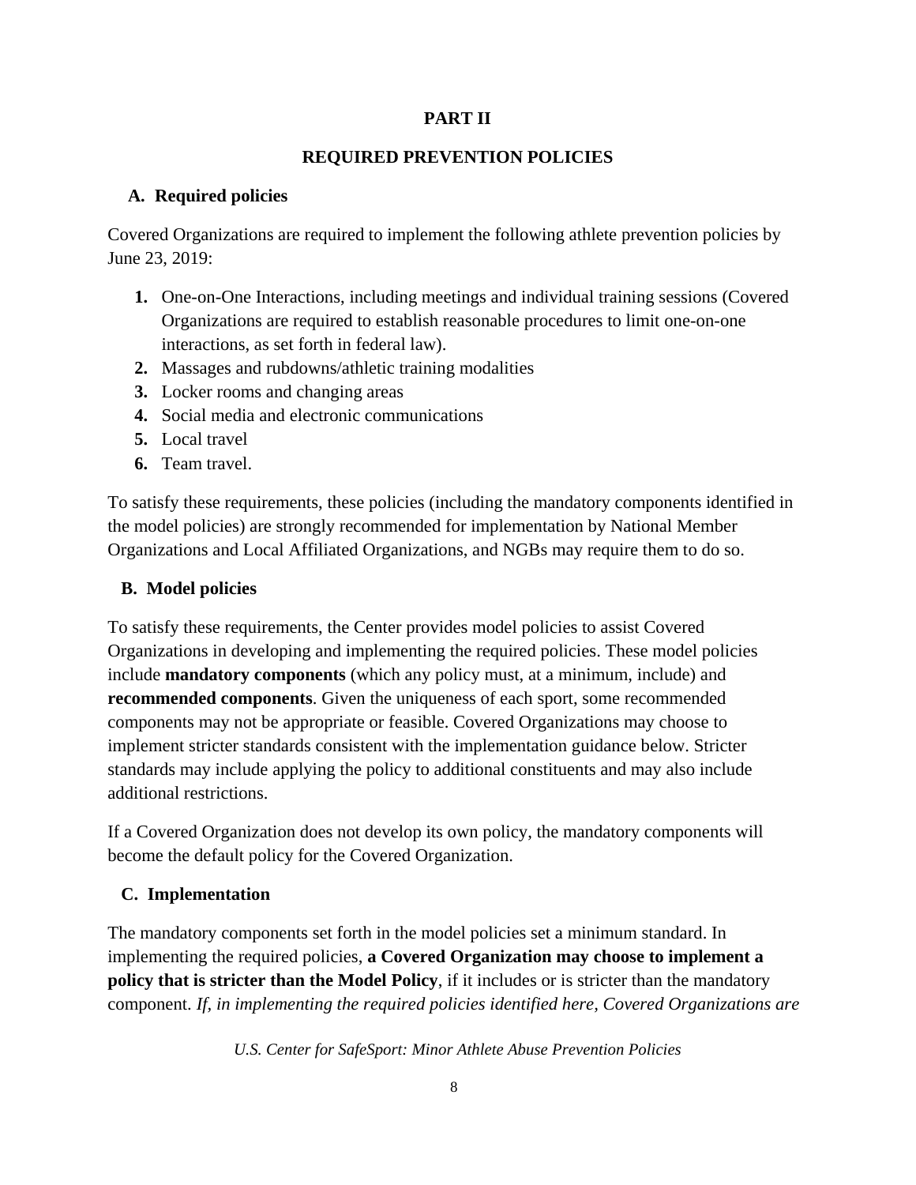# PART II

## REQUIRED PREVENTION POLICIES

### A. Required policies

Covered Organizations are required to implement the following athlete prevention policies by June 23, 2019:

1. One-on-One Interactions, including meetings and individual training sessions (Covered Organizations are required to establish reasonable procedures to limit one-on-one interactions, as set forth in federal law).
2. Massages and rubdowns/athletic training modalities
3. Locker rooms and changing areas
4. Social media and electronic communications
5. Local travel
6. Team travel.

To satisfy these requirements, these policies (including the mandatory components identified in the model policies) are strongly recommended for implementation by National Member Organizations and Local Affiliated Organizations, and NGBs may require them to do so.

### B. Model policies

To satisfy these requirements, the Center provides model policies to assist Covered Organizations in developing and implementing the required policies. These model policies include **mandatory components** (which any policy must, at a minimum, include) and **recommended components**. Given the uniqueness of each sport, some recommended components may not be appropriate or feasible. Covered Organizations may choose to implement stricter standards consistent with the implementation guidance below. Stricter standards may include applying the policy to additional constituents and may also include additional restrictions.

If a Covered Organization does not develop its own policy, the mandatory components will become the default policy for the Covered Organization.

### C. Implementation

The mandatory components set forth in the model policies set a minimum standard. In implementing the required policies, **a Covered Organization may choose to implement a policy that is stricter than the Model Policy**, if it includes or is stricter than the mandatory component. *If, in implementing the required policies identified here, Covered Organizations are*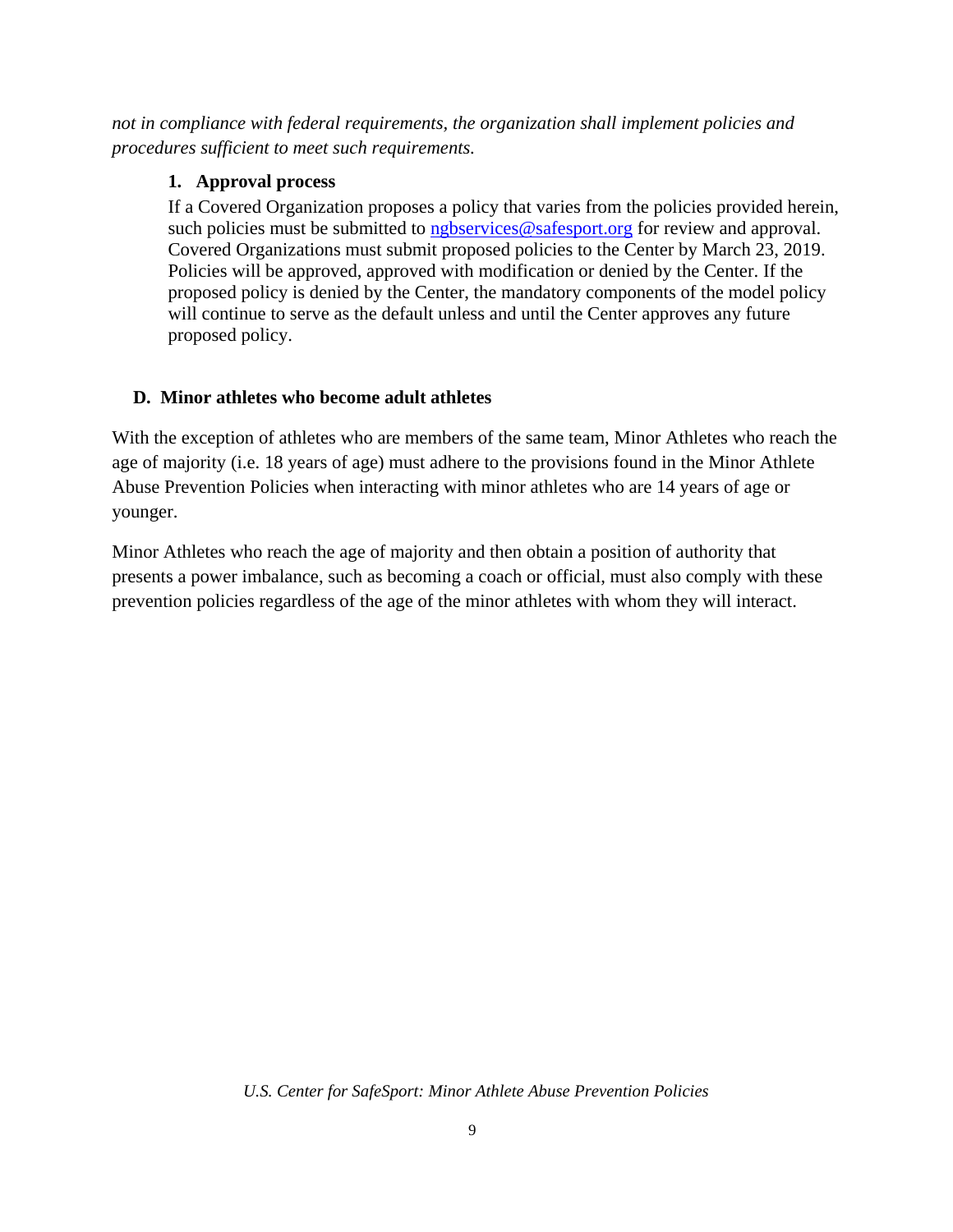*not in compliance with federal requirements, the organization shall implement policies and procedures sufficient to meet such requirements.*

#### 1. Approval process

If a Covered Organization proposes a policy that varies from the policies provided herein, such policies must be submitted to [ngbservices@safesport.org](mailto:ngbservices@safesport.org) for review and approval. Covered Organizations must submit proposed policies to the Center by March 23, 2019. Policies will be approved, approved with modification or denied by the Center. If the proposed policy is denied by the Center, the mandatory components of the model policy will continue to serve as the default unless and until the Center approves any future proposed policy.

### D. Minor athletes who become adult athletes

With the exception of athletes who are members of the same team, Minor Athletes who reach the age of majority (i.e. 18 years of age) must adhere to the provisions found in the Minor Athlete Abuse Prevention Policies when interacting with minor athletes who are 14 years of age or younger.

Minor Athletes who reach the age of majority and then obtain a position of authority that presents a power imbalance, such as becoming a coach or official, must also comply with these prevention policies regardless of the age of the minor athletes with whom they will interact.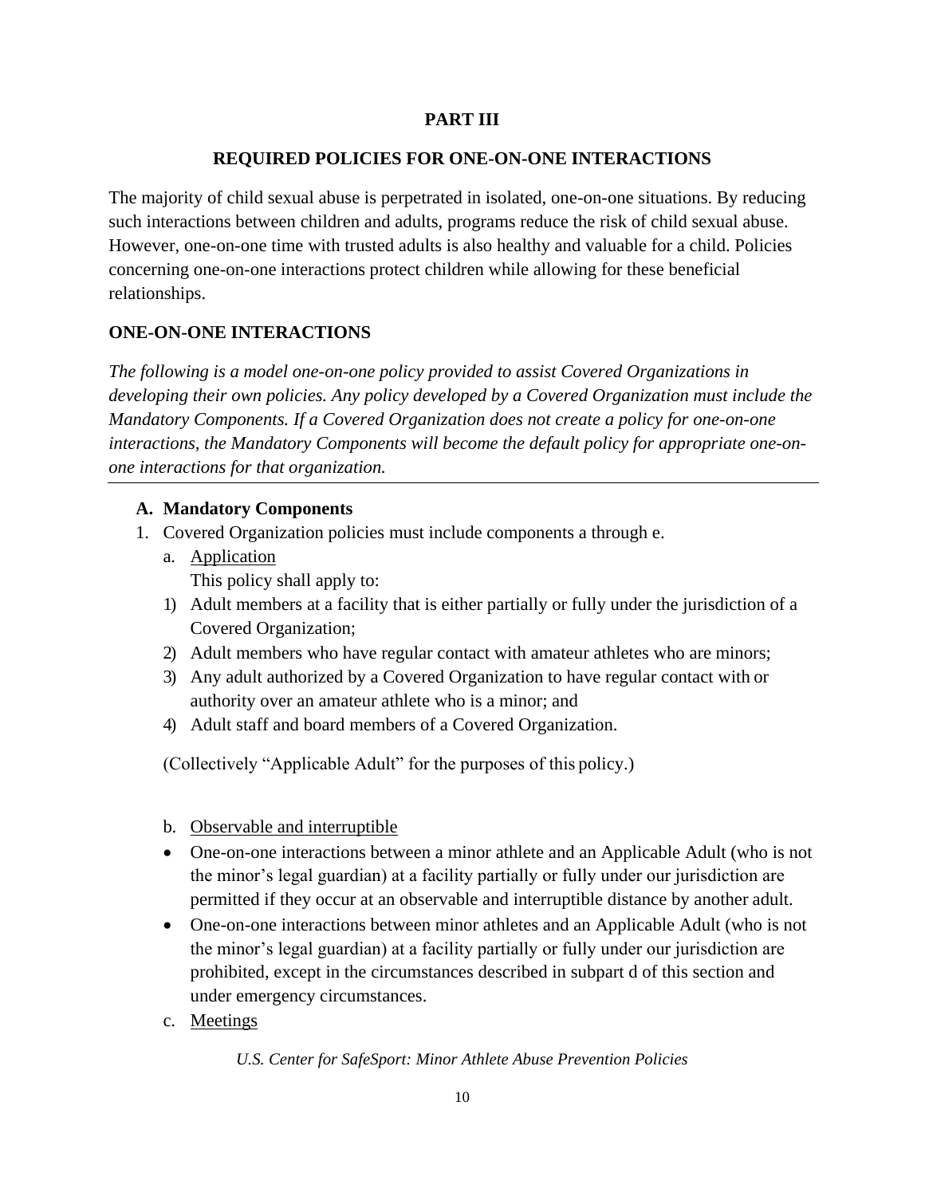## PART III

## REQUIRED POLICIES FOR ONE-ON-ONE INTERACTIONS

The majority of child sexual abuse is perpetrated in isolated, one-on-one situations. By reducing such interactions between children and adults, programs reduce the risk of child sexual abuse. However, one-on-one time with trusted adults is also healthy and valuable for a child. Policies concerning one-on-one interactions protect children while allowing for these beneficial relationships.

### ONE-ON-ONE INTERACTIONS

*The following is a model one-on-one policy provided to assist Covered Organizations in developing their own policies. Any policy developed by a Covered Organization must include the Mandatory Components. If a Covered Organization does not create a policy for one-on-one interactions, the Mandatory Components will become the default policy for appropriate one-on-one interactions for that organization.*

---

#### A. Mandatory Components

1. Covered Organization policies must include components a through e.

   a. Application

   This policy shall apply to:

   1) Adult members at a facility that is either partially or fully under the jurisdiction of a Covered Organization;
   2) Adult members who have regular contact with amateur athletes who are minors;
   3) Any adult authorized by a Covered Organization to have regular contact with or authority over an amateur athlete who is a minor; and
   4) Adult staff and board members of a Covered Organization.

   (Collectively "Applicable Adult" for the purposes of this policy.)

   b. Observable and interruptible

   - One-on-one interactions between a minor athlete and an Applicable Adult (who is not the minor's legal guardian) at a facility partially or fully under our jurisdiction are permitted if they occur at an observable and interruptible distance by another adult.
   - One-on-one interactions between minor athletes and an Applicable Adult (who is not the minor's legal guardian) at a facility partially or fully under our jurisdiction are prohibited, except in the circumstances described in subpart d of this section and under emergency circumstances.

   c. Meetings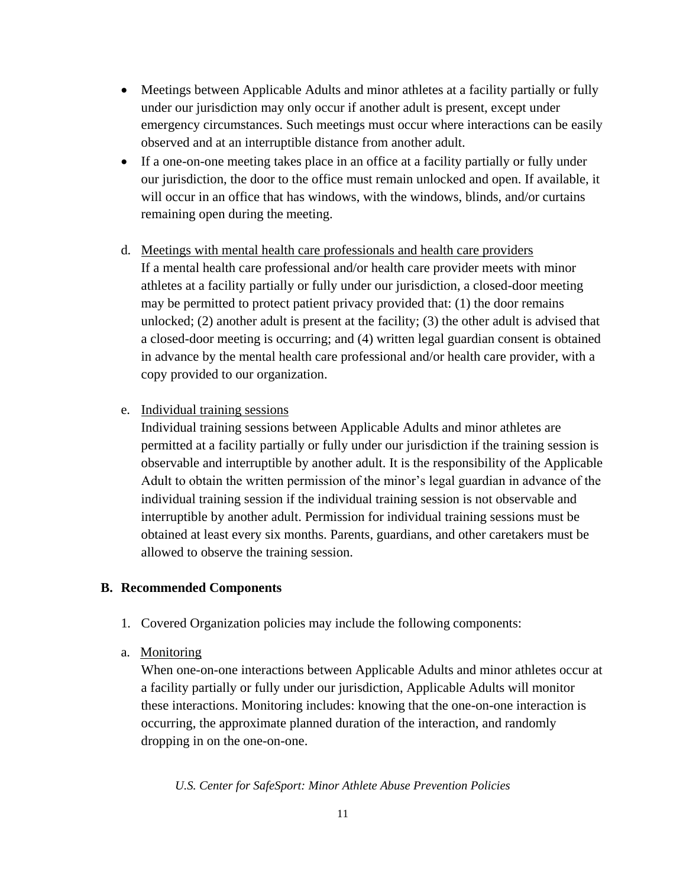- Meetings between Applicable Adults and minor athletes at a facility partially or fully under our jurisdiction may only occur if another adult is present, except under emergency circumstances. Such meetings must occur where interactions can be easily observed and at an interruptible distance from another adult.
- If a one-on-one meeting takes place in an office at a facility partially or fully under our jurisdiction, the door to the office must remain unlocked and open. If available, it will occur in an office that has windows, with the windows, blinds, and/or curtains remaining open during the meeting.

d. Meetings with mental health care professionals and health care providers

If a mental health care professional and/or health care provider meets with minor athletes at a facility partially or fully under our jurisdiction, a closed-door meeting may be permitted to protect patient privacy provided that: (1) the door remains unlocked; (2) another adult is present at the facility; (3) the other adult is advised that a closed-door meeting is occurring; and (4) written legal guardian consent is obtained in advance by the mental health care professional and/or health care provider, with a copy provided to our organization.

e. Individual training sessions

Individual training sessions between Applicable Adults and minor athletes are permitted at a facility partially or fully under our jurisdiction if the training session is observable and interruptible by another adult. It is the responsibility of the Applicable Adult to obtain the written permission of the minor's legal guardian in advance of the individual training session if the individual training session is not observable and interruptible by another adult. Permission for individual training sessions must be obtained at least every six months. Parents, guardians, and other caretakers must be allowed to observe the training session.

## B. Recommended Components

1. Covered Organization policies may include the following components:

a. Monitoring

When one-on-one interactions between Applicable Adults and minor athletes occur at a facility partially or fully under our jurisdiction, Applicable Adults will monitor these interactions. Monitoring includes: knowing that the one-on-one interaction is occurring, the approximate planned duration of the interaction, and randomly dropping in on the one-on-one.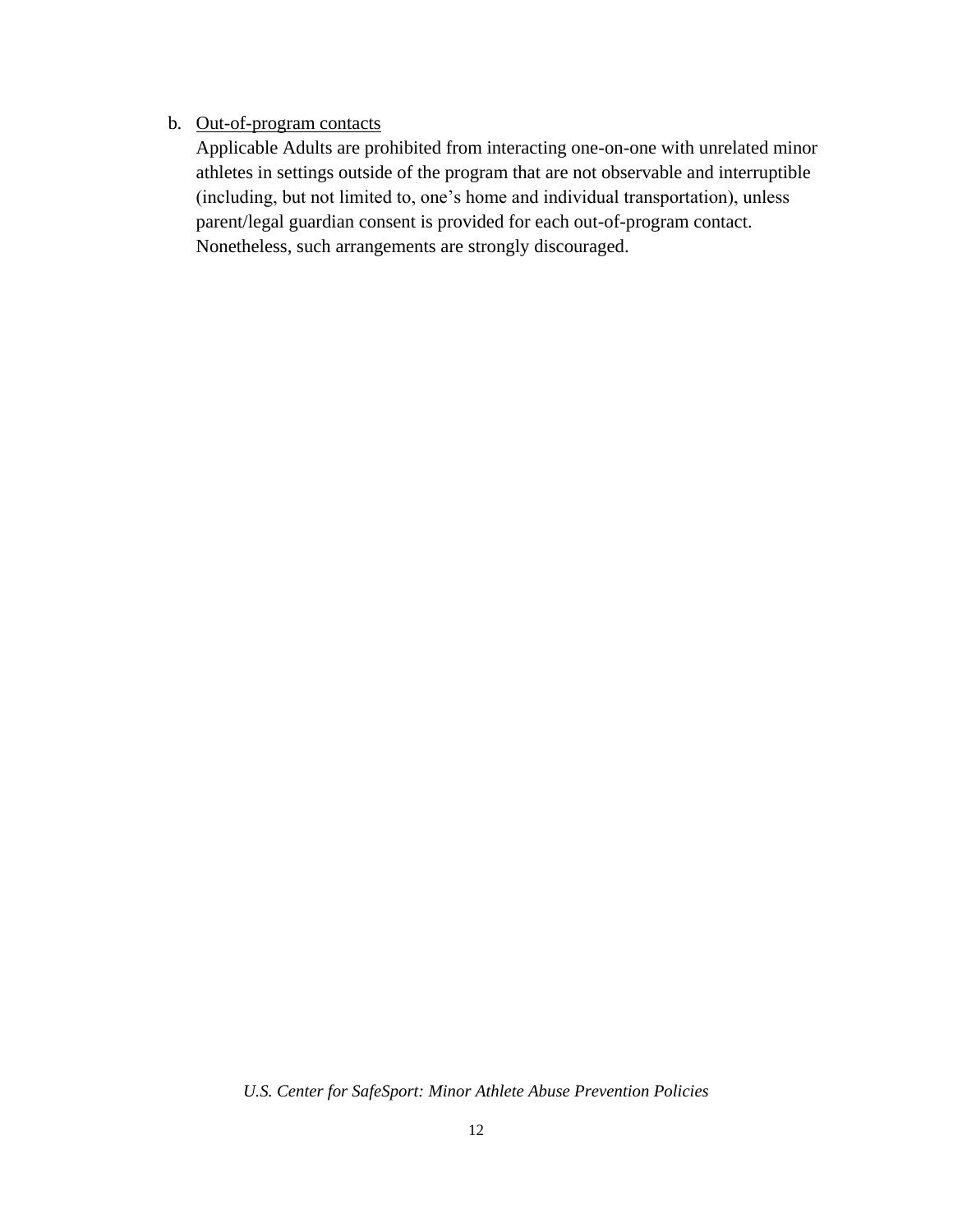b. <u>Out-of-program contacts</u>

   Applicable Adults are prohibited from interacting one-on-one with unrelated minor athletes in settings outside of the program that are not observable and interruptible (including, but not limited to, one's home and individual transportation), unless parent/legal guardian consent is provided for each out-of-program contact. Nonetheless, such arrangements are strongly discouraged.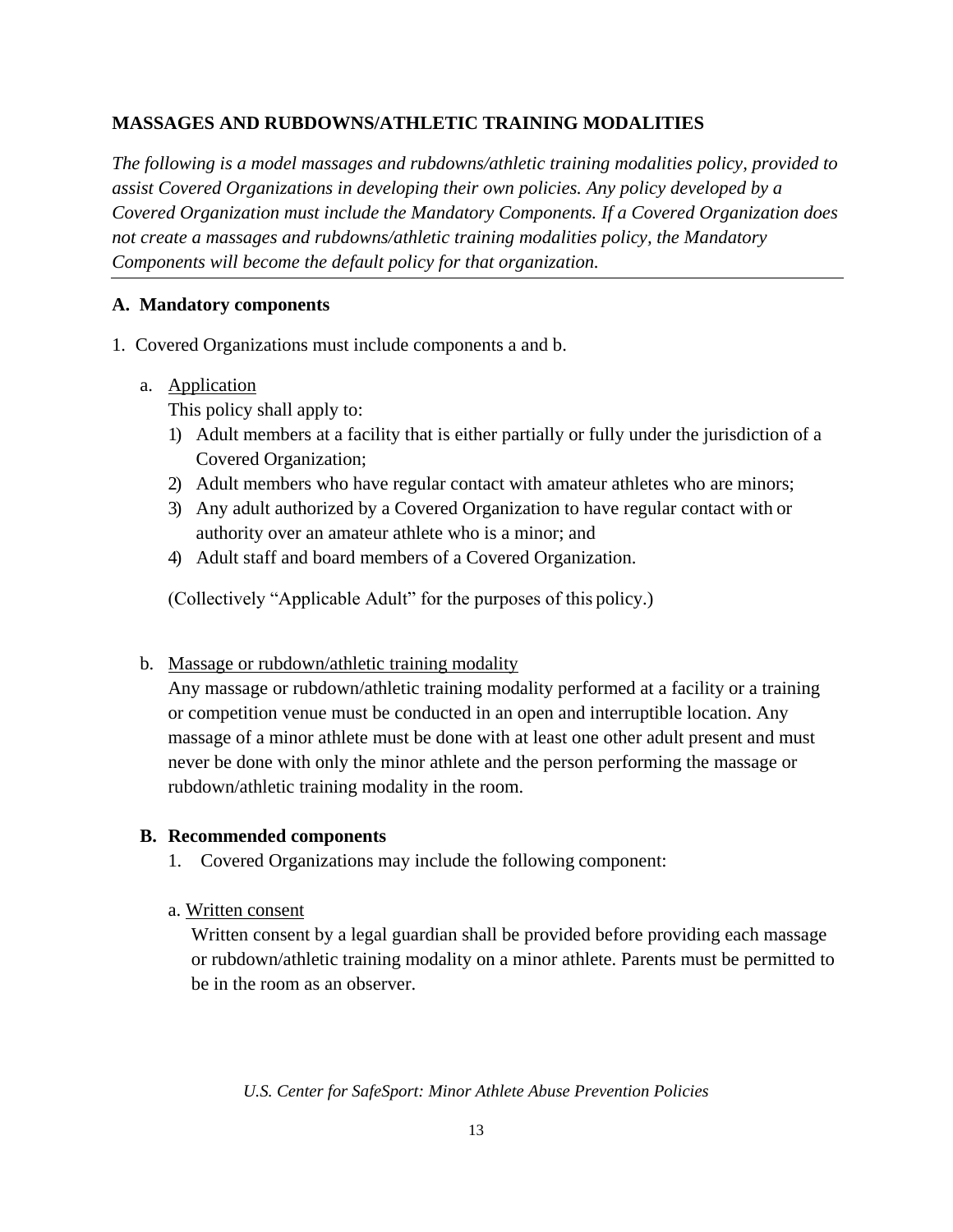## MASSAGES AND RUBDOWNS/ATHLETIC TRAINING MODALITIES

*The following is a model massages and rubdowns/athletic training modalities policy, provided to assist Covered Organizations in developing their own policies. Any policy developed by a Covered Organization must include the Mandatory Components. If a Covered Organization does not create a massages and rubdowns/athletic training modalities policy, the Mandatory Components will become the default policy for that organization.*

---

### A. Mandatory components

1. Covered Organizations must include components a and b.

   a. Application

   This policy shall apply to:

   1) Adult members at a facility that is either partially or fully under the jurisdiction of a Covered Organization;
   2) Adult members who have regular contact with amateur athletes who are minors;
   3) Any adult authorized by a Covered Organization to have regular contact with or authority over an amateur athlete who is a minor; and
   4) Adult staff and board members of a Covered Organization.

   (Collectively "Applicable Adult" for the purposes of this policy.)

   b. Massage or rubdown/athletic training modality

   Any massage or rubdown/athletic training modality performed at a facility or a training or competition venue must be conducted in an open and interruptible location. Any massage of a minor athlete must be done with at least one other adult present and must never be done with only the minor athlete and the person performing the massage or rubdown/athletic training modality in the room.

### B. Recommended components

1. Covered Organizations may include the following component:

   a. Written consent

   Written consent by a legal guardian shall be provided before providing each massage or rubdown/athletic training modality on a minor athlete. Parents must be permitted to be in the room as an observer.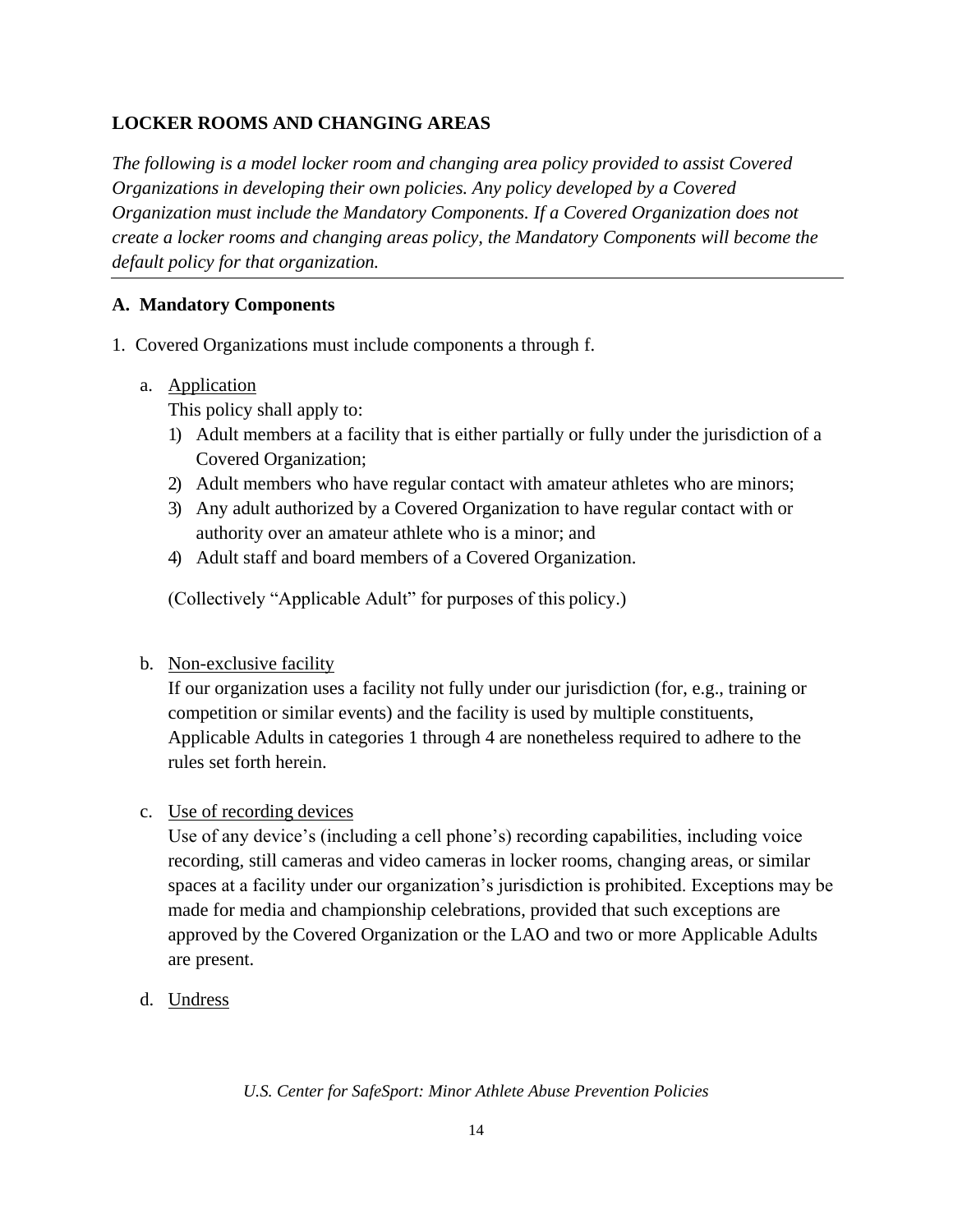## LOCKER ROOMS AND CHANGING AREAS

*The following is a model locker room and changing area policy provided to assist Covered Organizations in developing their own policies. Any policy developed by a Covered Organization must include the Mandatory Components. If a Covered Organization does not create a locker rooms and changing areas policy, the Mandatory Components will become the default policy for that organization.*

---

### A. Mandatory Components

1. Covered Organizations must include components a through f.

   a. Application

      This policy shall apply to:

      1) Adult members at a facility that is either partially or fully under the jurisdiction of a Covered Organization;
      2) Adult members who have regular contact with amateur athletes who are minors;
      3) Any adult authorized by a Covered Organization to have regular contact with or authority over an amateur athlete who is a minor; and
      4) Adult staff and board members of a Covered Organization.

      (Collectively "Applicable Adult" for purposes of this policy.)

   b. Non-exclusive facility

      If our organization uses a facility not fully under our jurisdiction (for, e.g., training or competition or similar events) and the facility is used by multiple constituents, Applicable Adults in categories 1 through 4 are nonetheless required to adhere to the rules set forth herein.

   c. Use of recording devices

      Use of any device's (including a cell phone's) recording capabilities, including voice recording, still cameras and video cameras in locker rooms, changing areas, or similar spaces at a facility under our organization's jurisdiction is prohibited. Exceptions may be made for media and championship celebrations, provided that such exceptions are approved by the Covered Organization or the LAO and two or more Applicable Adults are present.

   d. Undress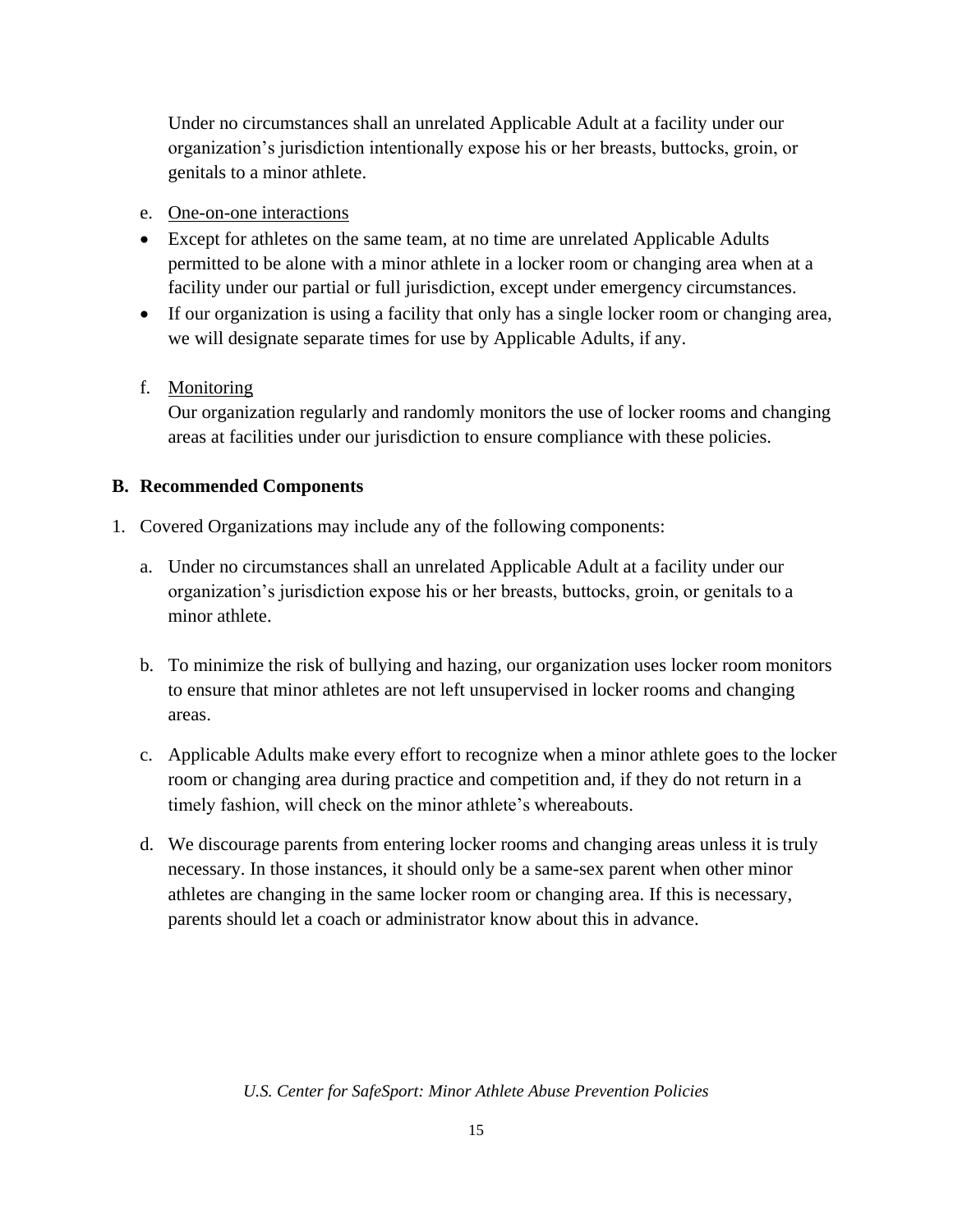Under no circumstances shall an unrelated Applicable Adult at a facility under our organization's jurisdiction intentionally expose his or her breasts, buttocks, groin, or genitals to a minor athlete.

e. <u>One-on-one interactions</u>

- Except for athletes on the same team, at no time are unrelated Applicable Adults permitted to be alone with a minor athlete in a locker room or changing area when at a facility under our partial or full jurisdiction, except under emergency circumstances.
- If our organization is using a facility that only has a single locker room or changing area, we will designate separate times for use by Applicable Adults, if any.

f. <u>Monitoring</u>

Our organization regularly and randomly monitors the use of locker rooms and changing areas at facilities under our jurisdiction to ensure compliance with these policies.

**B. Recommended Components**

1. Covered Organizations may include any of the following components:

   a. Under no circumstances shall an unrelated Applicable Adult at a facility under our organization's jurisdiction expose his or her breasts, buttocks, groin, or genitals to a minor athlete.

   b. To minimize the risk of bullying and hazing, our organization uses locker room monitors to ensure that minor athletes are not left unsupervised in locker rooms and changing areas.

   c. Applicable Adults make every effort to recognize when a minor athlete goes to the locker room or changing area during practice and competition and, if they do not return in a timely fashion, will check on the minor athlete's whereabouts.

   d. We discourage parents from entering locker rooms and changing areas unless it is truly necessary. In those instances, it should only be a same-sex parent when other minor athletes are changing in the same locker room or changing area. If this is necessary, parents should let a coach or administrator know about this in advance.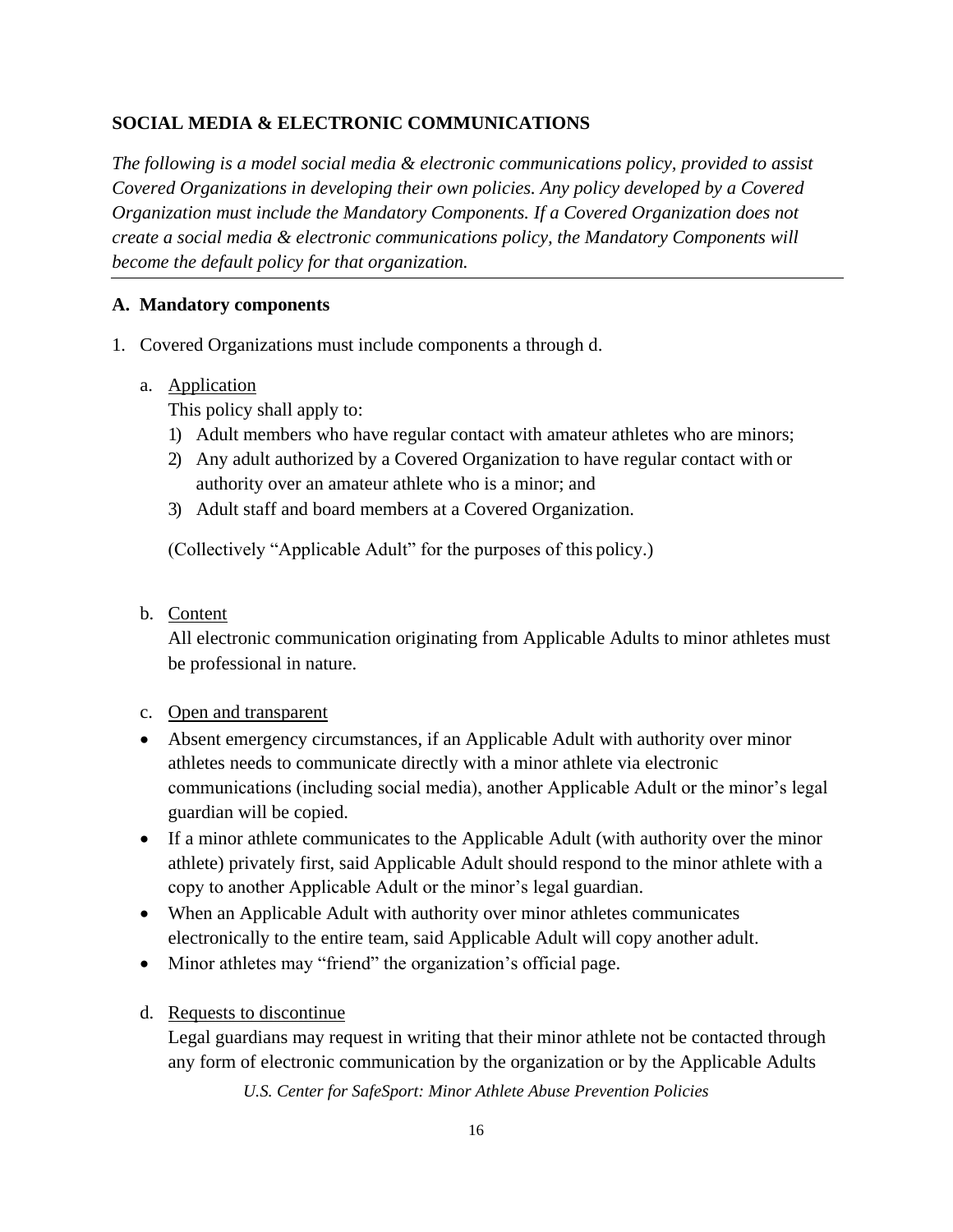## SOCIAL MEDIA & ELECTRONIC COMMUNICATIONS

*The following is a model social media & electronic communications policy, provided to assist Covered Organizations in developing their own policies. Any policy developed by a Covered Organization must include the Mandatory Components. If a Covered Organization does not create a social media & electronic communications policy, the Mandatory Components will become the default policy for that organization.*

---

### A. Mandatory components

1. Covered Organizations must include components a through d.

   a. Application

   This policy shall apply to:

   1) Adult members who have regular contact with amateur athletes who are minors;
   2) Any adult authorized by a Covered Organization to have regular contact with or authority over an amateur athlete who is a minor; and
   3) Adult staff and board members at a Covered Organization.

   (Collectively "Applicable Adult" for the purposes of this policy.)

   b. Content

   All electronic communication originating from Applicable Adults to minor athletes must be professional in nature.

   c. Open and transparent

   - Absent emergency circumstances, if an Applicable Adult with authority over minor athletes needs to communicate directly with a minor athlete via electronic communications (including social media), another Applicable Adult or the minor's legal guardian will be copied.
   - If a minor athlete communicates to the Applicable Adult (with authority over the minor athlete) privately first, said Applicable Adult should respond to the minor athlete with a copy to another Applicable Adult or the minor's legal guardian.
   - When an Applicable Adult with authority over minor athletes communicates electronically to the entire team, said Applicable Adult will copy another adult.
   - Minor athletes may "friend" the organization's official page.

   d. Requests to discontinue

   Legal guardians may request in writing that their minor athlete not be contacted through any form of electronic communication by the organization or by the Applicable Adults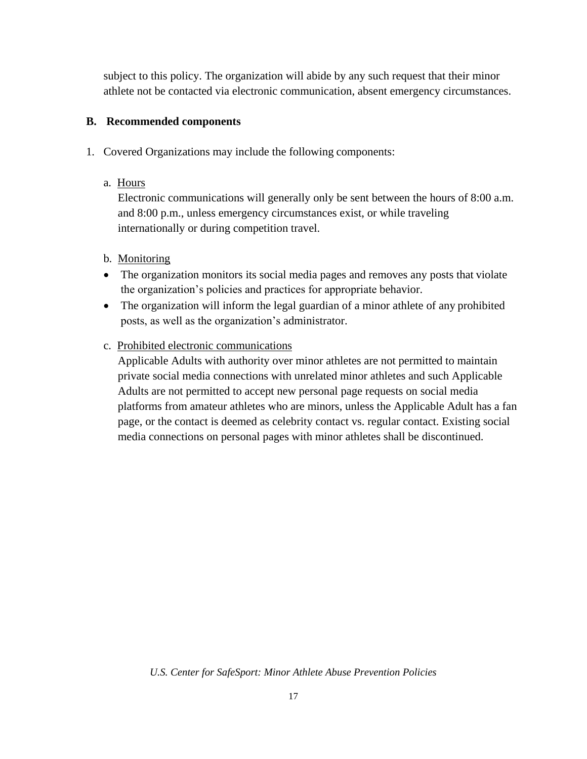subject to this policy. The organization will abide by any such request that their minor athlete not be contacted via electronic communication, absent emergency circumstances.

### B. Recommended components

1. Covered Organizations may include the following components:

   a. Hours

   Electronic communications will generally only be sent between the hours of 8:00 a.m. and 8:00 p.m., unless emergency circumstances exist, or while traveling internationally or during competition travel.

   b. Monitoring

   - The organization monitors its social media pages and removes any posts that violate the organization's policies and practices for appropriate behavior.
   - The organization will inform the legal guardian of a minor athlete of any prohibited posts, as well as the organization's administrator.

   c. Prohibited electronic communications

   Applicable Adults with authority over minor athletes are not permitted to maintain private social media connections with unrelated minor athletes and such Applicable Adults are not permitted to accept new personal page requests on social media platforms from amateur athletes who are minors, unless the Applicable Adult has a fan page, or the contact is deemed as celebrity contact vs. regular contact. Existing social media connections on personal pages with minor athletes shall be discontinued.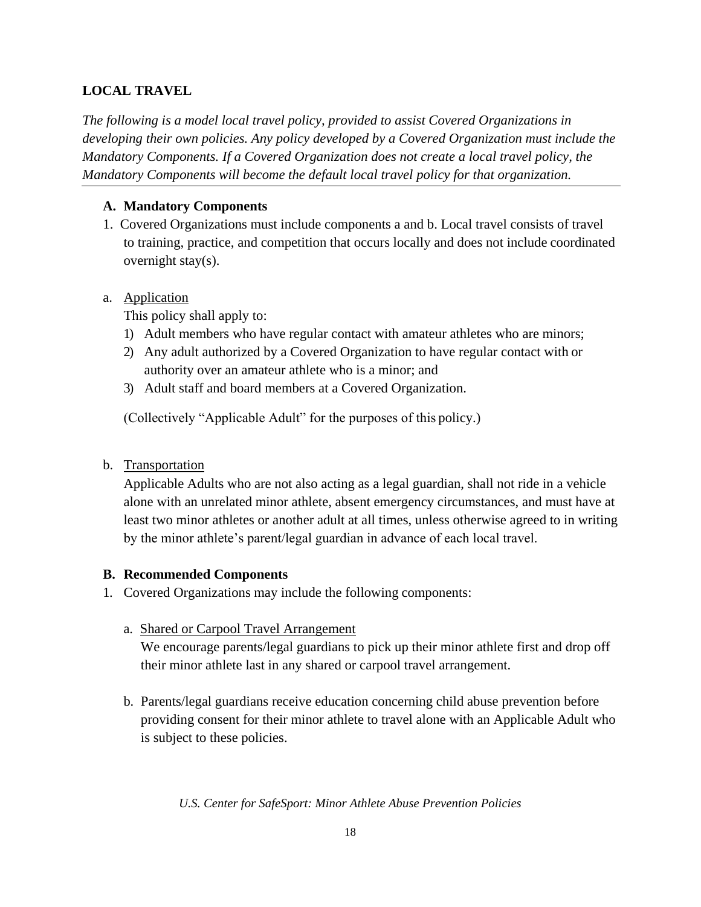## LOCAL TRAVEL

*The following is a model local travel policy, provided to assist Covered Organizations in developing their own policies. Any policy developed by a Covered Organization must include the Mandatory Components. If a Covered Organization does not create a local travel policy, the Mandatory Components will become the default local travel policy for that organization.*

---

### A. Mandatory Components

1. Covered Organizations must include components a and b. Local travel consists of travel to training, practice, and competition that occurs locally and does not include coordinated overnight stay(s).

a. <u>Application</u>

This policy shall apply to:

1) Adult members who have regular contact with amateur athletes who are minors;
2) Any adult authorized by a Covered Organization to have regular contact with or authority over an amateur athlete who is a minor; and
3) Adult staff and board members at a Covered Organization.

(Collectively "Applicable Adult" for the purposes of this policy.)

b. <u>Transportation</u>

Applicable Adults who are not also acting as a legal guardian, shall not ride in a vehicle alone with an unrelated minor athlete, absent emergency circumstances, and must have at least two minor athletes or another adult at all times, unless otherwise agreed to in writing by the minor athlete's parent/legal guardian in advance of each local travel.

### B. Recommended Components

1. Covered Organizations may include the following components:

a. <u>Shared or Carpool Travel Arrangement</u>

We encourage parents/legal guardians to pick up their minor athlete first and drop off their minor athlete last in any shared or carpool travel arrangement.

b. Parents/legal guardians receive education concerning child abuse prevention before providing consent for their minor athlete to travel alone with an Applicable Adult who is subject to these policies.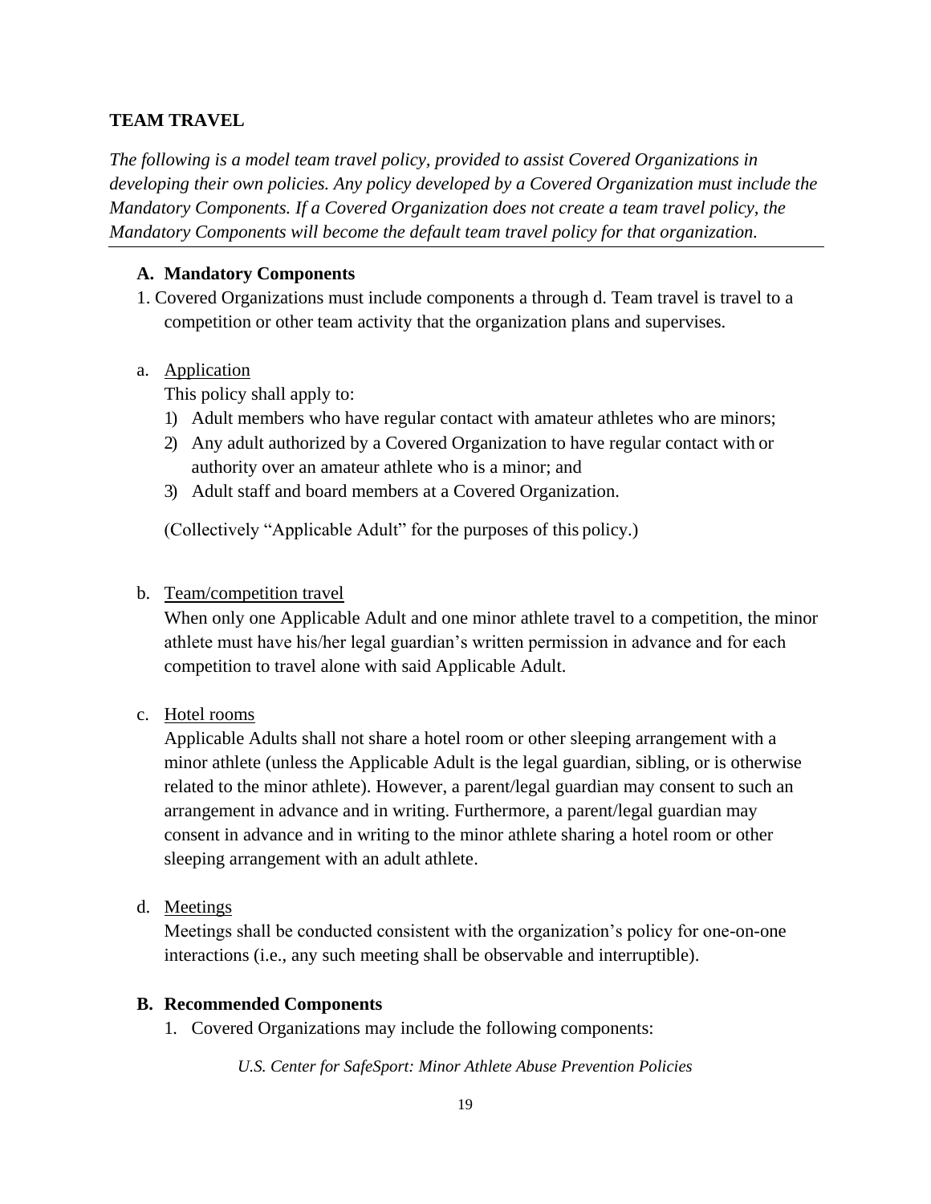## TEAM TRAVEL

*The following is a model team travel policy, provided to assist Covered Organizations in developing their own policies. Any policy developed by a Covered Organization must include the Mandatory Components. If a Covered Organization does not create a team travel policy, the Mandatory Components will become the default team travel policy for that organization.*

---

### A. Mandatory Components

1. Covered Organizations must include components a through d. Team travel is travel to a competition or other team activity that the organization plans and supervises.

a. <u>Application</u>

This policy shall apply to:

1) Adult members who have regular contact with amateur athletes who are minors;
2) Any adult authorized by a Covered Organization to have regular contact with or authority over an amateur athlete who is a minor; and
3) Adult staff and board members at a Covered Organization.

(Collectively "Applicable Adult" for the purposes of this policy.)

b. <u>Team/competition travel</u>

When only one Applicable Adult and one minor athlete travel to a competition, the minor athlete must have his/her legal guardian's written permission in advance and for each competition to travel alone with said Applicable Adult.

c. <u>Hotel rooms</u>

Applicable Adults shall not share a hotel room or other sleeping arrangement with a minor athlete (unless the Applicable Adult is the legal guardian, sibling, or is otherwise related to the minor athlete). However, a parent/legal guardian may consent to such an arrangement in advance and in writing. Furthermore, a parent/legal guardian may consent in advance and in writing to the minor athlete sharing a hotel room or other sleeping arrangement with an adult athlete.

d. <u>Meetings</u>

Meetings shall be conducted consistent with the organization's policy for one-on-one interactions (i.e., any such meeting shall be observable and interruptible).

### B. Recommended Components

1. Covered Organizations may include the following components: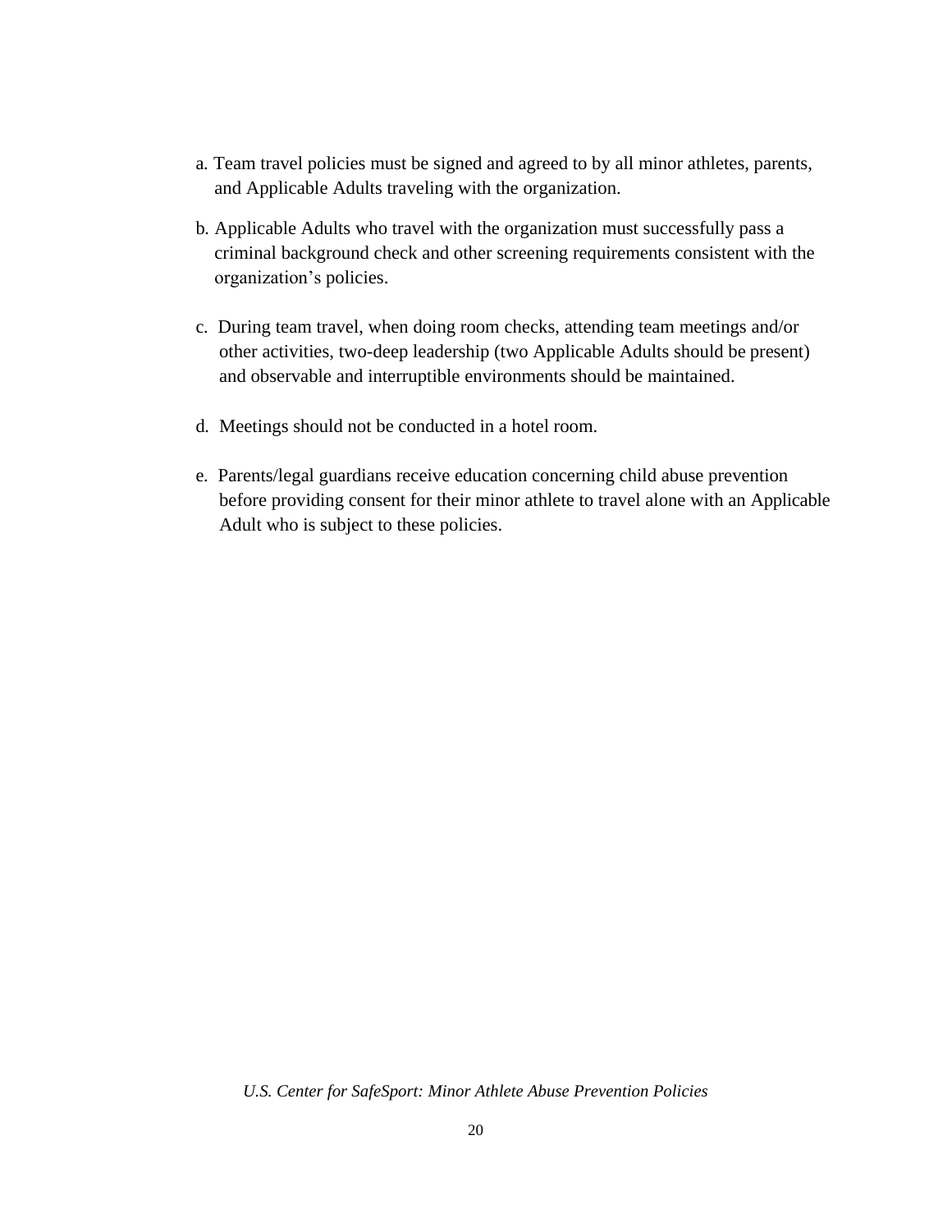a. Team travel policies must be signed and agreed to by all minor athletes, parents, and Applicable Adults traveling with the organization.

b. Applicable Adults who travel with the organization must successfully pass a criminal background check and other screening requirements consistent with the organization's policies.

c. During team travel, when doing room checks, attending team meetings and/or other activities, two-deep leadership (two Applicable Adults should be present) and observable and interruptible environments should be maintained.

d. Meetings should not be conducted in a hotel room.

e. Parents/legal guardians receive education concerning child abuse prevention before providing consent for their minor athlete to travel alone with an Applicable Adult who is subject to these policies.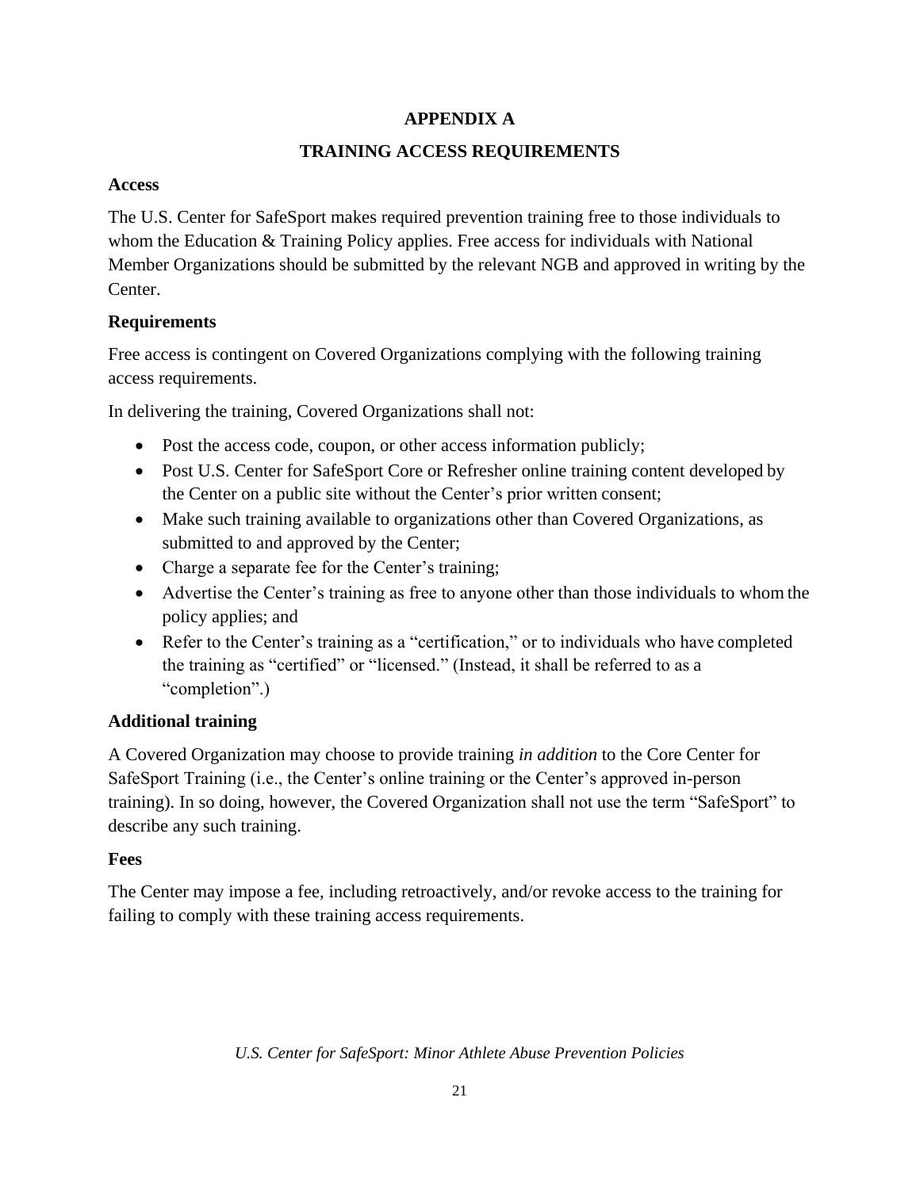# APPENDIX A

## TRAINING ACCESS REQUIREMENTS

**Access**

The U.S. Center for SafeSport makes required prevention training free to those individuals to whom the Education & Training Policy applies. Free access for individuals with National Member Organizations should be submitted by the relevant NGB and approved in writing by the Center.

**Requirements**

Free access is contingent on Covered Organizations complying with the following training access requirements.

In delivering the training, Covered Organizations shall not:

- Post the access code, coupon, or other access information publicly;
- Post U.S. Center for SafeSport Core or Refresher online training content developed by the Center on a public site without the Center's prior written consent;
- Make such training available to organizations other than Covered Organizations, as submitted to and approved by the Center;
- Charge a separate fee for the Center's training;
- Advertise the Center's training as free to anyone other than those individuals to whom the policy applies; and
- Refer to the Center's training as a "certification," or to individuals who have completed the training as "certified" or "licensed." (Instead, it shall be referred to as a "completion".)

**Additional training**

A Covered Organization may choose to provide training *in addition* to the Core Center for SafeSport Training (i.e., the Center's online training or the Center's approved in-person training). In so doing, however, the Covered Organization shall not use the term "SafeSport" to describe any such training.

**Fees**

The Center may impose a fee, including retroactively, and/or revoke access to the training for failing to comply with these training access requirements.